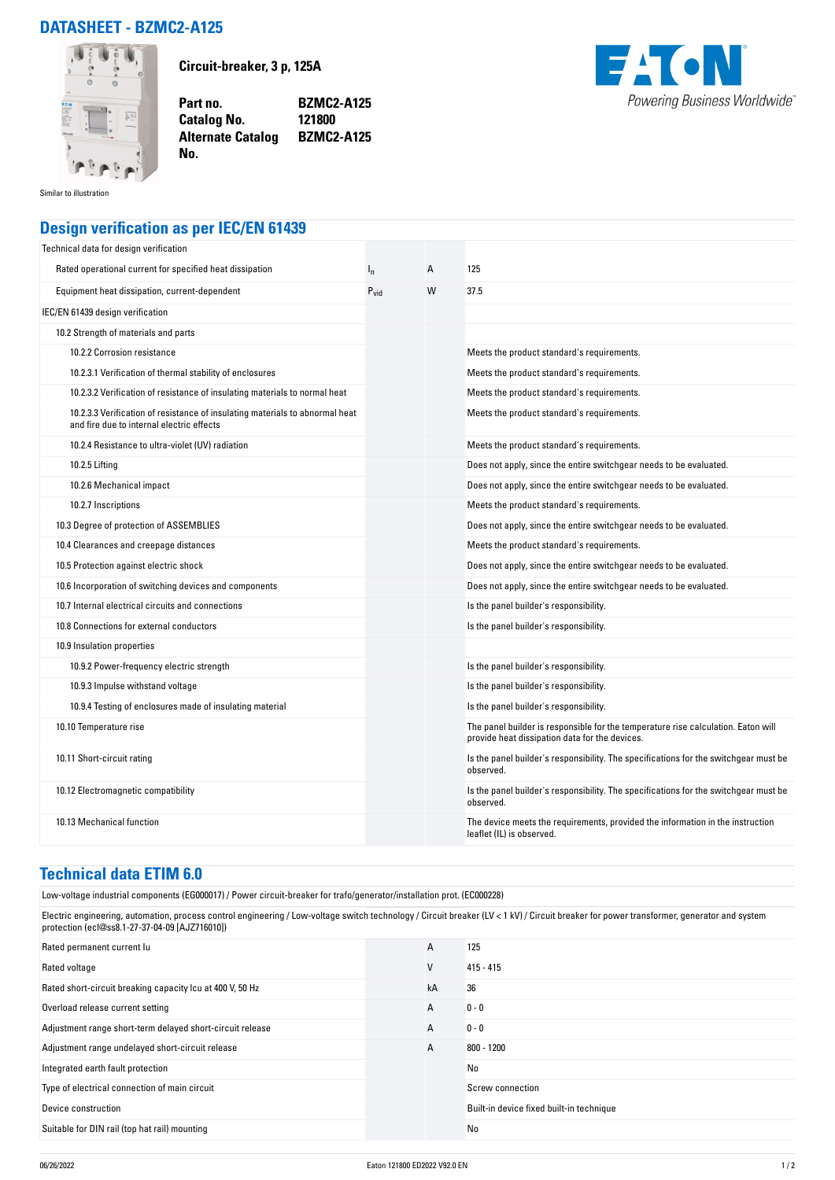# DATASHEET - BZMC2-A125

**Circuit-breaker, 3 p, 125A**

| | |
|---|---|
| **Part no.** | **BZMC2-A125** |
| **Catalog No.** | **121800** |
| **Alternate Catalog No.** | **BZMC2-A125** |

Similar to illustration

## Design verification as per IEC/EN 61439

| | | | |
|---|---|---|---|
| Technical data for design verification | | | |
| Rated operational current for specified heat dissipation | $I_n$ | A | 125 |
| Equipment heat dissipation, current-dependent | $P_{vid}$ | W | 37.5 |
| IEC/EN 61439 design verification | | | |
| 10.2 Strength of materials and parts | | | |
| 10.2.2 Corrosion resistance | | | Meets the product standard's requirements. |
| 10.2.3.1 Verification of thermal stability of enclosures | | | Meets the product standard's requirements. |
| 10.2.3.2 Verification of resistance of insulating materials to normal heat | | | Meets the product standard's requirements. |
| 10.2.3.3 Verification of resistance of insulating materials to abnormal heat and fire due to internal electric effects | | | Meets the product standard's requirements. |
| 10.2.4 Resistance to ultra-violet (UV) radiation | | | Meets the product standard's requirements. |
| 10.2.5 Lifting | | | Does not apply, since the entire switchgear needs to be evaluated. |
| 10.2.6 Mechanical impact | | | Does not apply, since the entire switchgear needs to be evaluated. |
| 10.2.7 Inscriptions | | | Meets the product standard's requirements. |
| 10.3 Degree of protection of ASSEMBLIES | | | Does not apply, since the entire switchgear needs to be evaluated. |
| 10.4 Clearances and creepage distances | | | Meets the product standard's requirements. |
| 10.5 Protection against electric shock | | | Does not apply, since the entire switchgear needs to be evaluated. |
| 10.6 Incorporation of switching devices and components | | | Does not apply, since the entire switchgear needs to be evaluated. |
| 10.7 Internal electrical circuits and connections | | | Is the panel builder's responsibility. |
| 10.8 Connections for external conductors | | | Is the panel builder's responsibility. |
| 10.9 Insulation properties | | | |
| 10.9.2 Power-frequency electric strength | | | Is the panel builder's responsibility. |
| 10.9.3 Impulse withstand voltage | | | Is the panel builder's responsibility. |
| 10.9.4 Testing of enclosures made of insulating material | | | Is the panel builder's responsibility. |
| 10.10 Temperature rise | | | The panel builder is responsible for the temperature rise calculation. Eaton will provide heat dissipation data for the devices. |
| 10.11 Short-circuit rating | | | Is the panel builder's responsibility. The specifications for the switchgear must be observed. |
| 10.12 Electromagnetic compatibility | | | Is the panel builder's responsibility. The specifications for the switchgear must be observed. |
| 10.13 Mechanical function | | | The device meets the requirements, provided the information in the instruction leaflet (IL) is observed. |

## Technical data ETIM 6.0

Low-voltage industrial components (EG000017) / Power circuit-breaker for trafo/generator/installation prot. (EC000228)

Electric engineering, automation, process control engineering / Low-voltage switch technology / Circuit breaker (LV < 1 kV) / Circuit breaker for power transformer, generator and system protection (ecl@ss8.1-27-37-04-09 [AJZ716010])

| | | |
|---|---|---|
| Rated permanent current Iu | A | 125 |
| Rated voltage | V | 415 - 415 |
| Rated short-circuit breaking capacity Icu at 400 V, 50 Hz | kA | 36 |
| Overload release current setting | A | 0 - 0 |
| Adjustment range short-term delayed short-circuit release | A | 0 - 0 |
| Adjustment range undelayed short-circuit release | A | 800 - 1200 |
| Integrated earth fault protection | | No |
| Type of electrical connection of main circuit | | Screw connection |
| Device construction | | Built-in device fixed built-in technique |
| Suitable for DIN rail (top hat rail) mounting | | No |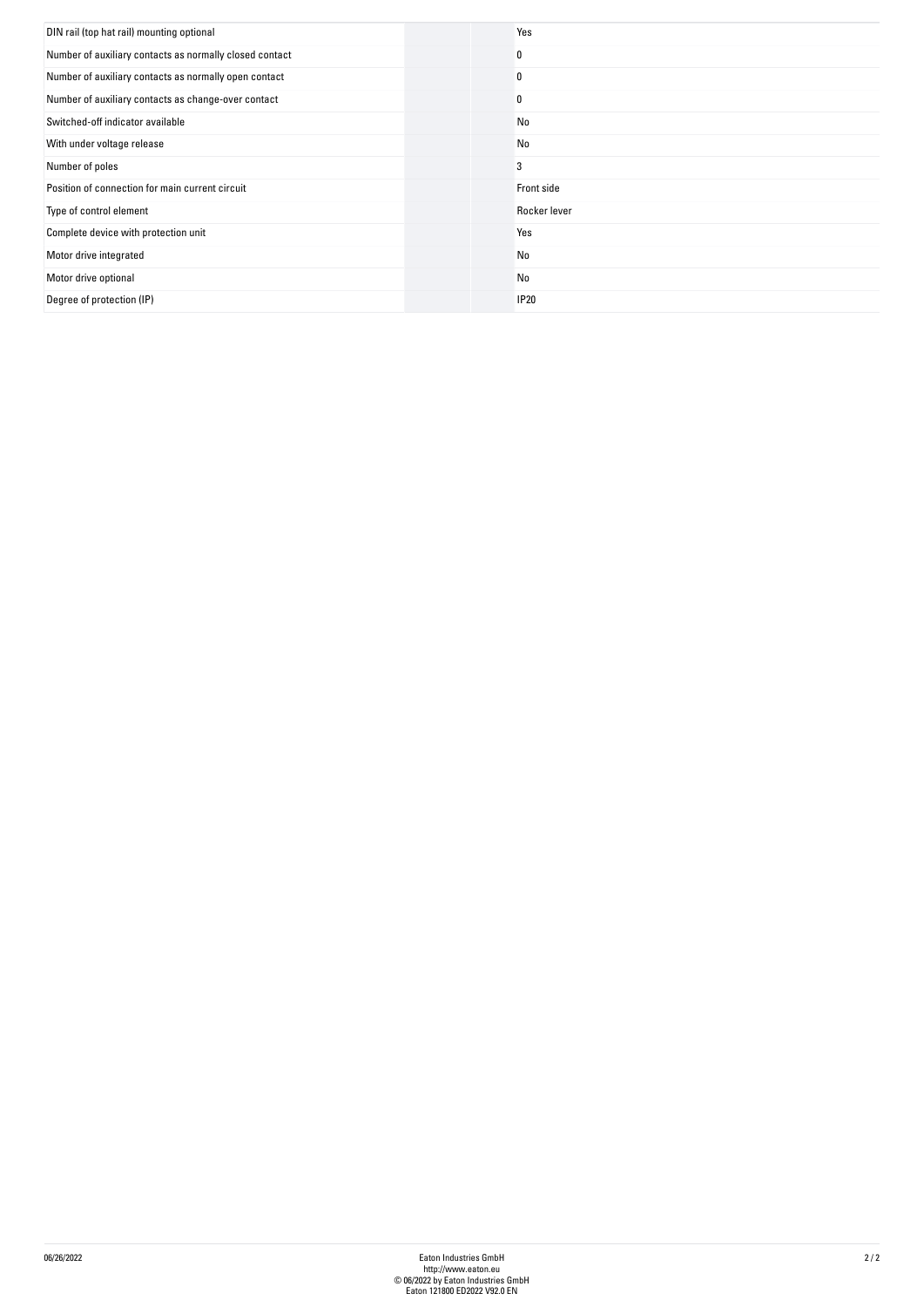| | | |
|---|---|---|
| DIN rail (top hat rail) mounting optional | | Yes |
| Number of auxiliary contacts as normally closed contact | | 0 |
| Number of auxiliary contacts as normally open contact | | 0 |
| Number of auxiliary contacts as change-over contact | | 0 |
| Switched-off indicator available | | No |
| With under voltage release | | No |
| Number of poles | | 3 |
| Position of connection for main current circuit | | Front side |
| Type of control element | | Rocker lever |
| Complete device with protection unit | | Yes |
| Motor drive integrated | | No |
| Motor drive optional | | No |
| Degree of protection (IP) | | IP20 |

06/26/2022

Eaton Industries GmbH
http://www.eaton.eu
© 06/2022 by Eaton Industries GmbH
Eaton 121800 ED2022 V92.0 EN